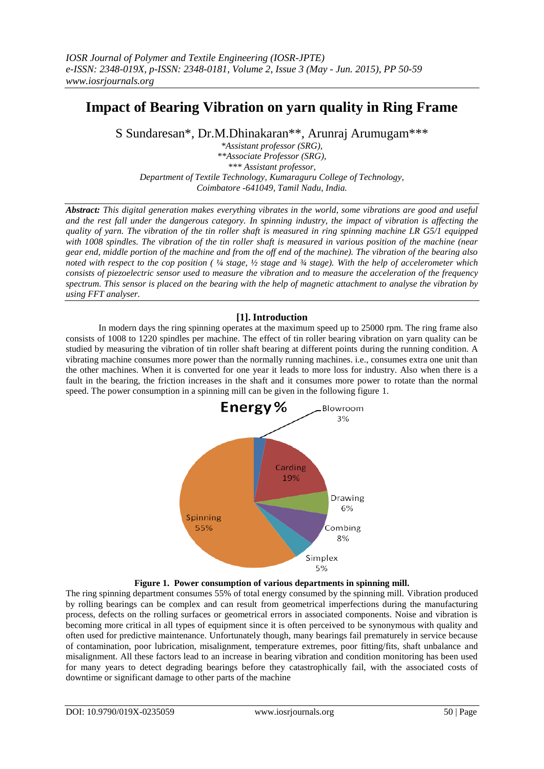# Impact of Bearing Vibration on yarn quality in Ring Frame

S Sundaresan*, Dr.M.Dhinakaran**, Arunraj Arumugam***

*Assistant professor (SRG),*
***Associate Professor (SRG),*
**** Assistant professor,*
*Department of Textile Technology, Kumaraguru College of Technology, Coimbatore -641049, Tamil Nadu, India.*

***Abstract:*** *This digital generation makes everything vibrates in the world, some vibrations are good and useful and the rest fall under the dangerous category. In spinning industry, the impact of vibration is affecting the quality of yarn. The vibration of the tin roller shaft is measured in ring spinning machine LR G5/1 equipped with 1008 spindles. The vibration of the tin roller shaft is measured in various position of the machine (near gear end, middle portion of the machine and from the off end of the machine). The vibration of the bearing also noted with respect to the cop position ( ¼ stage, ½ stage and ¾ stage). With the help of accelerometer which consists of piezoelectric sensor used to measure the vibration and to measure the acceleration of the frequency spectrum. This sensor is placed on the bearing with the help of magnetic attachment to analyse the vibration by using FFT analyser.*

## [1]. Introduction

In modern days the ring spinning operates at the maximum speed up to 25000 rpm. The ring frame also consists of 1008 to 1220 spindles per machine. The effect of tin roller bearing vibration on yarn quality can be studied by measuring the vibration of tin roller shaft bearing at different points during the running condition. A vibrating machine consumes more power than the normally running machines. i.e., consumes extra one unit than the other machines. When it is converted for one year it leads to more loss for industry. Also when there is a fault in the bearing, the friction increases in the shaft and it consumes more power to rotate than the normal speed. The power consumption in a spinning mill can be given in the following figure 1.

**Energy %**

| Department | Energy % |
|---|---|
| Blowroom | 3% |
| Carding | 19% |
| Drawing | 6% |
| Combing | 8% |
| Simplex | 5% |
| Spinning | 55% |

**Figure 1. Power consumption of various departments in spinning mill.**

The ring spinning department consumes 55% of total energy consumed by the spinning mill. Vibration produced by rolling bearings can be complex and can result from geometrical imperfections during the manufacturing process, defects on the rolling surfaces or geometrical errors in associated components. Noise and vibration is becoming more critical in all types of equipment since it is often perceived to be synonymous with quality and often used for predictive maintenance. Unfortunately though, many bearings fail prematurely in service because of contamination, poor lubrication, misalignment, temperature extremes, poor fitting/fits, shaft unbalance and misalignment. All these factors lead to an increase in bearing vibration and condition monitoring has been used for many years to detect degrading bearings before they catastrophically fail, with the associated costs of downtime or significant damage to other parts of the machine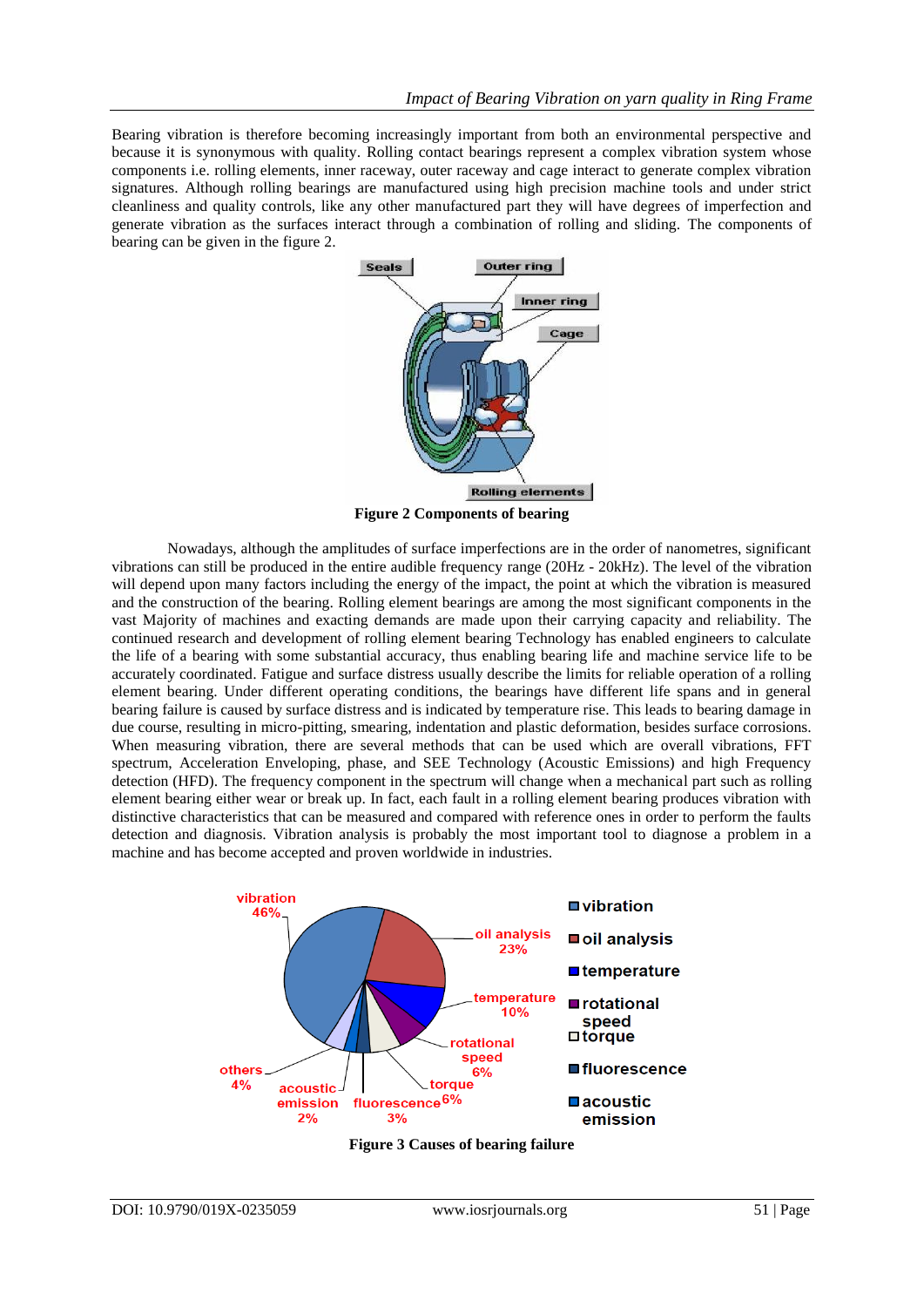Bearing vibration is therefore becoming increasingly important from both an environmental perspective and because it is synonymous with quality. Rolling contact bearings represent a complex vibration system whose components i.e. rolling elements, inner raceway, outer raceway and cage interact to generate complex vibration signatures. Although rolling bearings are manufactured using high precision machine tools and under strict cleanliness and quality controls, like any other manufactured part they will have degrees of imperfection and generate vibration as the surfaces interact through a combination of rolling and sliding. The components of bearing can be given in the figure 2.

**Figure 2 Components of bearing**

Nowadays, although the amplitudes of surface imperfections are in the order of nanometres, significant vibrations can still be produced in the entire audible frequency range (20Hz - 20kHz). The level of the vibration will depend upon many factors including the energy of the impact, the point at which the vibration is measured and the construction of the bearing. Rolling element bearings are among the most significant components in the vast Majority of machines and exacting demands are made upon their carrying capacity and reliability. The continued research and development of rolling element bearing Technology has enabled engineers to calculate the life of a bearing with some substantial accuracy, thus enabling bearing life and machine service life to be accurately coordinated. Fatigue and surface distress usually describe the limits for reliable operation of a rolling element bearing. Under different operating conditions, the bearings have different life spans and in general bearing failure is caused by surface distress and is indicated by temperature rise. This leads to bearing damage in due course, resulting in micro-pitting, smearing, indentation and plastic deformation, besides surface corrosions. When measuring vibration, there are several methods that can be used which are overall vibrations, FFT spectrum, Acceleration Enveloping, phase, and SEE Technology (Acoustic Emissions) and high Frequency detection (HFD). The frequency component in the spectrum will change when a mechanical part such as rolling element bearing either wear or break up. In fact, each fault in a rolling element bearing produces vibration with distinctive characteristics that can be measured and compared with reference ones in order to perform the faults detection and diagnosis. Vibration analysis is probably the most important tool to diagnose a problem in a machine and has become accepted and proven worldwide in industries.

**Figure 3 Causes of bearing failure**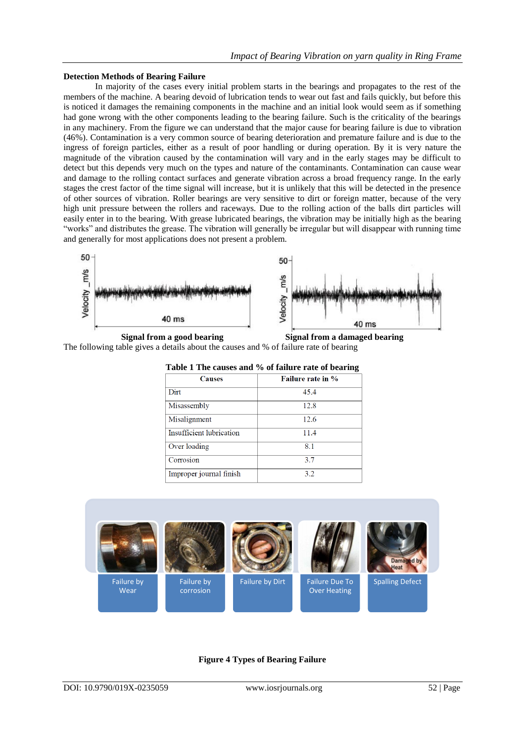### Detection Methods of Bearing Failure

In majority of the cases every initial problem starts in the bearings and propagates to the rest of the members of the machine. A bearing devoid of lubrication tends to wear out fast and fails quickly, but before this is noticed it damages the remaining components in the machine and an initial look would seem as if something had gone wrong with the other components leading to the bearing failure. Such is the criticality of the bearings in any machinery. From the figure we can understand that the major cause for bearing failure is due to vibration (46%). Contamination is a very common source of bearing deterioration and premature failure and is due to the ingress of foreign particles, either as a result of poor handling or during operation. By it is very nature the magnitude of the vibration caused by the contamination will vary and in the early stages may be difficult to detect but this depends very much on the types and nature of the contaminants. Contamination can cause wear and damage to the rolling contact surfaces and generate vibration across a broad frequency range. In the early stages the crest factor of the time signal will increase, but it is unlikely that this will be detected in the presence of other sources of vibration. Roller bearings are very sensitive to dirt or foreign matter, because of the very high unit pressure between the rollers and raceways. Due to the rolling action of the balls dirt particles will easily enter in to the bearing. With grease lubricated bearings, the vibration may be initially high as the bearing "works" and distributes the grease. The vibration will generally be irregular but will disappear with running time and generally for most applications does not present a problem.

**Signal from a good bearing** **Signal from a damaged bearing**

The following table gives a details about the causes and % of failure rate of bearing

**Table 1 The causes and % of failure rate of bearing**

| Causes | Failure rate in % |
|---|---|
| Dirt | 45.4 |
| Misassembly | 12.8 |
| Misalignment | 12.6 |
| Insufficient lubrication | 11.4 |
| Over loading | 8.1 |
| Corrosion | 3.7 |
| Improper journal finish | 3.2 |

Failure by Wear | Failure by corrosion | Failure by Dirt | Failure Due To Over Heating | Spalling Defect

**Figure 4 Types of Bearing Failure**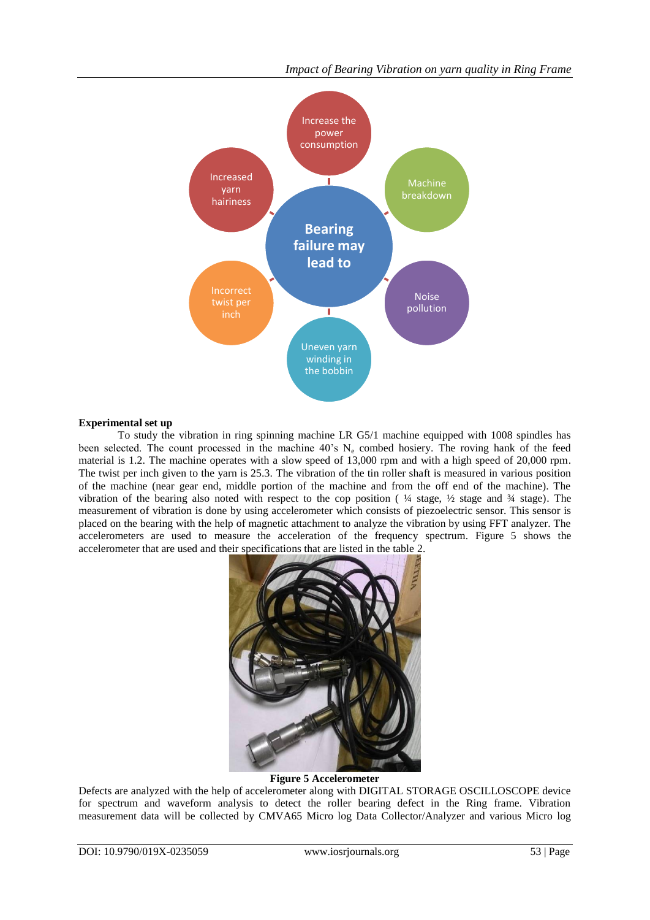Increase the power consumption

Machine breakdown

Noise pollution

Uneven yarn winding in the bobbin

Incorrect twist per inch

Increased yarn hairiness

**Bearing failure may lead to**

**Experimental set up**

To study the vibration in ring spinning machine LR G5/1 machine equipped with 1008 spindles has been selected. The count processed in the machine 40's $N_e$ combed hosiery. The roving hank of the feed material is 1.2. The machine operates with a slow speed of 13,000 rpm and with a high speed of 20,000 rpm. The twist per inch given to the yarn is 25.3. The vibration of the tin roller shaft is measured in various position of the machine (near gear end, middle portion of the machine and from the off end of the machine). The vibration of the bearing also noted with respect to the cop position ( ¼ stage, ½ stage and ¾ stage). The measurement of vibration is done by using accelerometer which consists of piezoelectric sensor. This sensor is placed on the bearing with the help of magnetic attachment to analyze the vibration by using FFT analyzer. The accelerometers are used to measure the acceleration of the frequency spectrum. Figure 5 shows the accelerometer that are used and their specifications that are listed in the table 2.

**Figure 5 Accelerometer**

Defects are analyzed with the help of accelerometer along with DIGITAL STORAGE OSCILLOSCOPE device for spectrum and waveform analysis to detect the roller bearing defect in the Ring frame. Vibration measurement data will be collected by CMVA65 Micro log Data Collector/Analyzer and various Micro log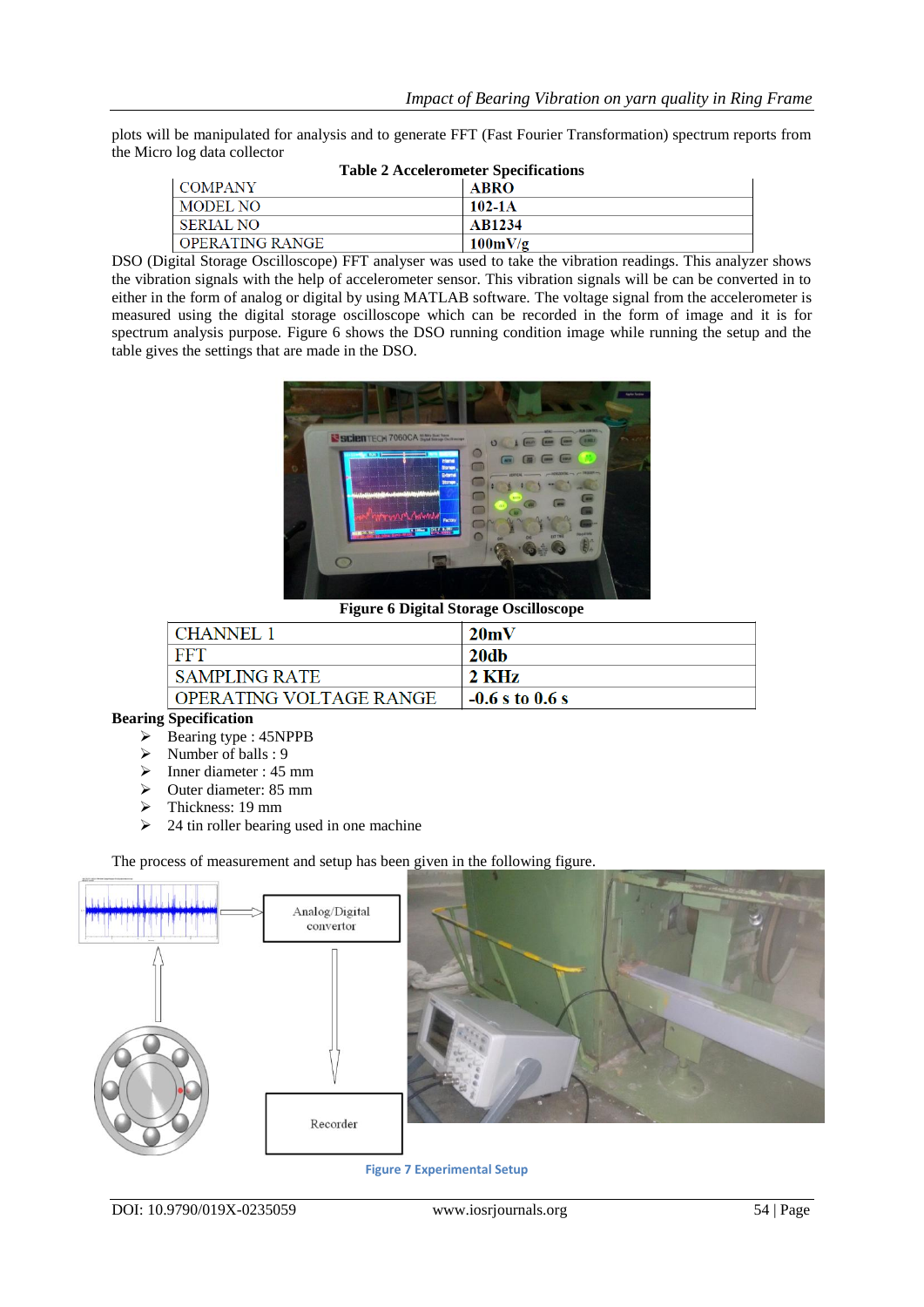plots will be manipulated for analysis and to generate FFT (Fast Fourier Transformation) spectrum reports from the Micro log data collector

**Table 2 Accelerometer Specifications**

| COMPANY | **ABRO** |
|---|---|
| MODEL NO | **102-1A** |
| SERIAL NO | **AB1234** |
| OPERATING RANGE | **100mV/g** |

DSO (Digital Storage Oscilloscope) FFT analyser was used to take the vibration readings. This analyzer shows the vibration signals with the help of accelerometer sensor. This vibration signals will be can be converted in to either in the form of analog or digital by using MATLAB software. The voltage signal from the accelerometer is measured using the digital storage oscilloscope which can be recorded in the form of image and it is for spectrum analysis purpose. Figure 6 shows the DSO running condition image while running the setup and the table gives the settings that are made in the DSO.

**Figure 6 Digital Storage Oscilloscope**

| CHANNEL 1 | **20mV** |
|---|---|
| FFT | **20db** |
| SAMPLING RATE | **2 KHz** |
| OPERATING VOLTAGE RANGE | **-0.6 s to 0.6 s** |

**Bearing Specification**

- Bearing type : 45NPPB
- Number of balls : 9
- Inner diameter : 45 mm
- Outer diameter: 85 mm
- Thickness: 19 mm
- 24 tin roller bearing used in one machine

The process of measurement and setup has been given in the following figure.

Analog/Digital convertor

Recorder

**Figure 7 Experimental Setup**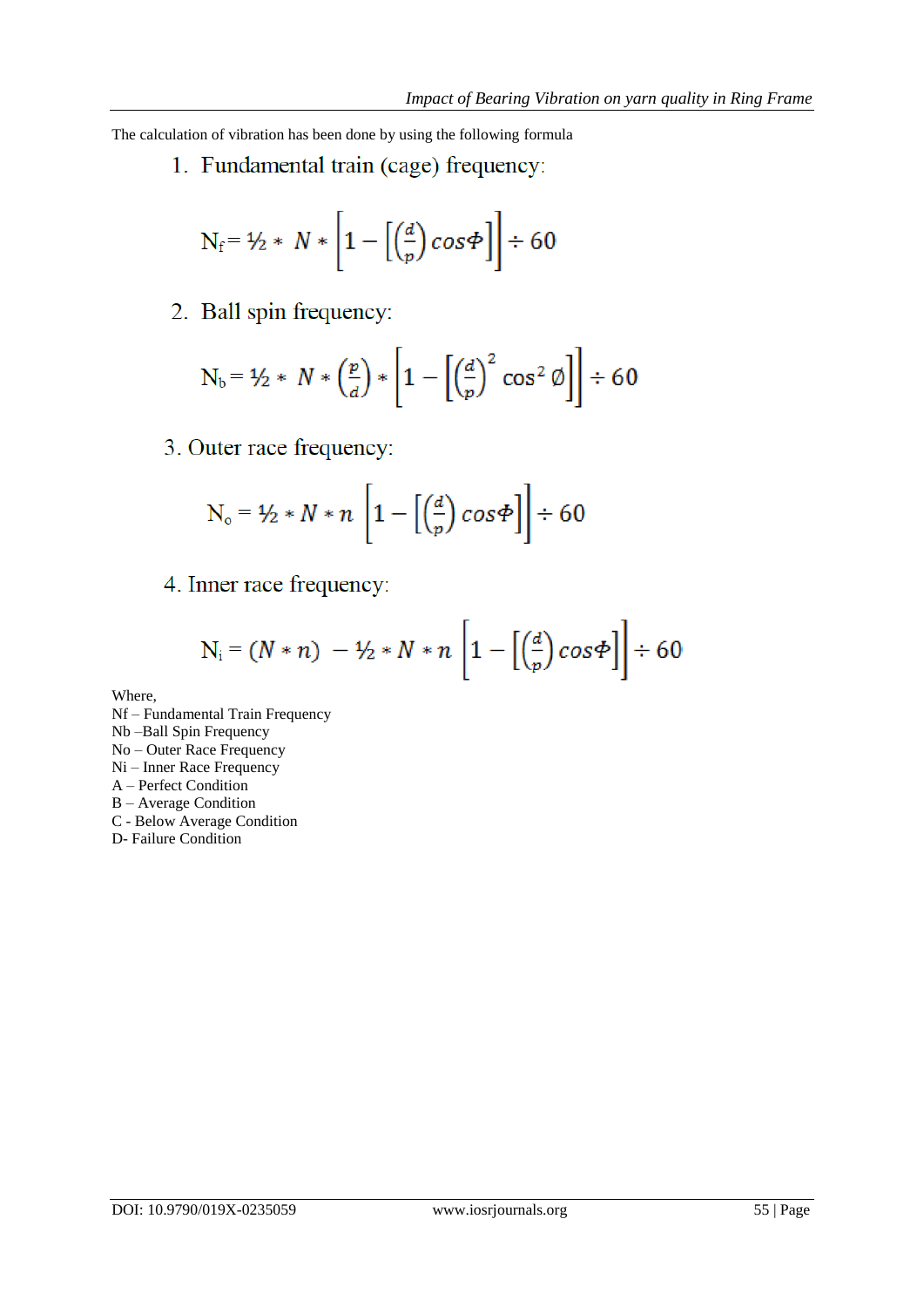The calculation of vibration has been done by using the following formula

1. Fundamental train (cage) frequency:

$$N_f = ½ * N * \left[1 - \left[\left(\frac{d}{p}\right) cos\Phi\right]\right] \div 60$$

2. Ball spin frequency:

$$N_b = ½ * N * \left(\frac{p}{d}\right) * \left[1 - \left[\left(\frac{d}{p}\right)^2 \cos^2 \emptyset\right]\right] \div 60$$

3. Outer race frequency:

$$N_o = ½ * N * n \left[1 - \left[\left(\frac{d}{p}\right) cos\Phi\right]\right] \div 60$$

4. Inner race frequency:

$$N_i = (N * n) - ½ * N * n \left[1 - \left[\left(\frac{d}{p}\right) cos\Phi\right]\right] \div 60$$

Where,
Nf – Fundamental Train Frequency
Nb –Ball Spin Frequency
No – Outer Race Frequency
Ni – Inner Race Frequency
A – Perfect Condition
B – Average Condition
C - Below Average Condition
D- Failure Condition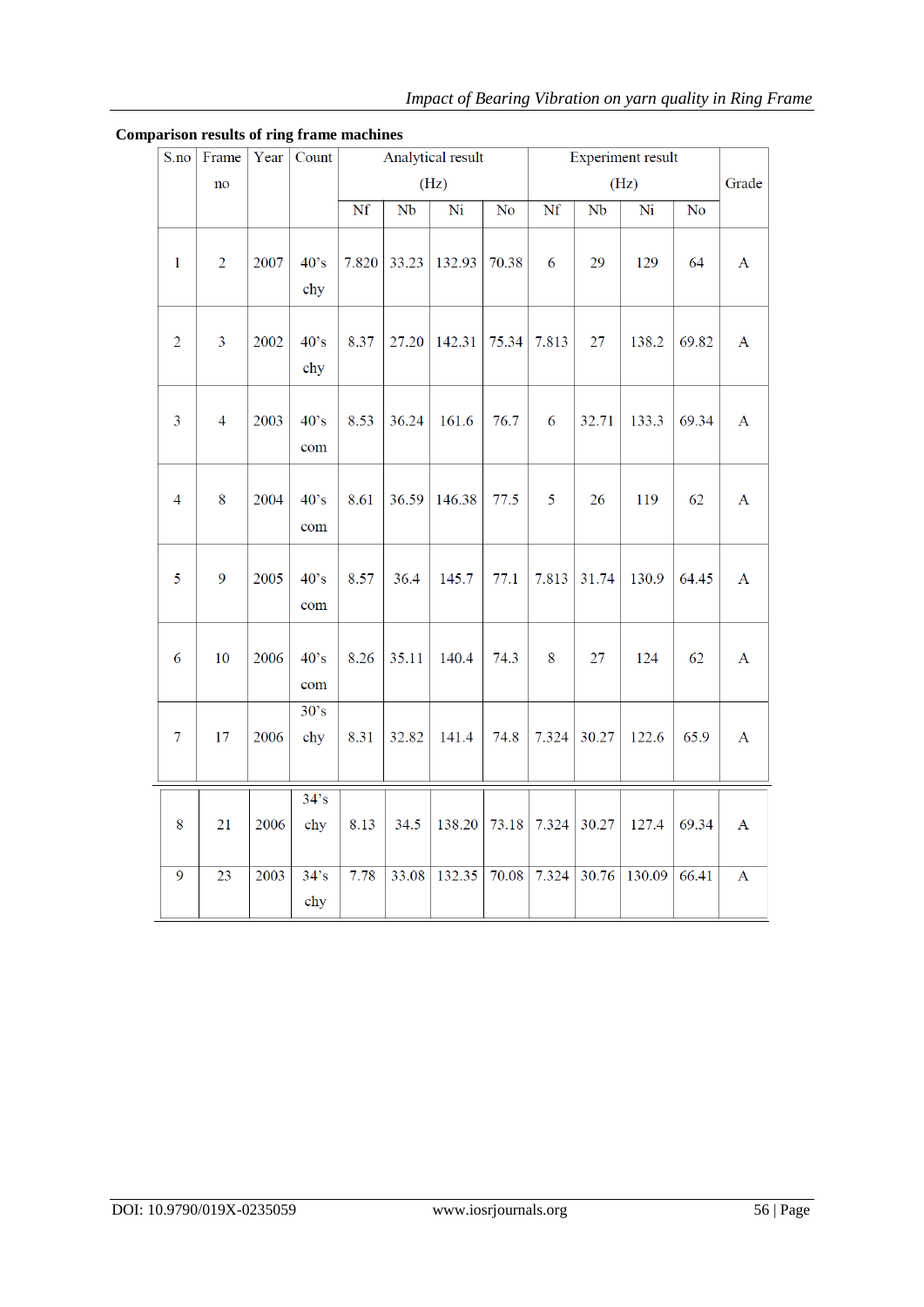**Comparison results of ring frame machines**

| S.no | Frame no | Year | Count | Analytical result (Hz) | | | | Experiment result (Hz) | | | | Grade |
|---|---|---|---|---|---|---|---|---|---|---|---|---|
| | | | | Nf | Nb | Ni | No | Nf | Nb | Ni | No | |
| 1 | 2 | 2007 | 40's chy | 7.820 | 33.23 | 132.93 | 70.38 | 6 | 29 | 129 | 64 | A |
| 2 | 3 | 2002 | 40's chy | 8.37 | 27.20 | 142.31 | 75.34 | 7.813 | 27 | 138.2 | 69.82 | A |
| 3 | 4 | 2003 | 40's com | 8.53 | 36.24 | 161.6 | 76.7 | 6 | 32.71 | 133.3 | 69.34 | A |
| 4 | 8 | 2004 | 40's com | 8.61 | 36.59 | 146.38 | 77.5 | 5 | 26 | 119 | 62 | A |
| 5 | 9 | 2005 | 40's com | 8.57 | 36.4 | 145.7 | 77.1 | 7.813 | 31.74 | 130.9 | 64.45 | A |
| 6 | 10 | 2006 | 40's com | 8.26 | 35.11 | 140.4 | 74.3 | 8 | 27 | 124 | 62 | A |
| 7 | 17 | 2006 | 30's chy | 8.31 | 32.82 | 141.4 | 74.8 | 7.324 | 30.27 | 122.6 | 65.9 | A |
| 8 | 21 | 2006 | 34's chy | 8.13 | 34.5 | 138.20 | 73.18 | 7.324 | 30.27 | 127.4 | 69.34 | A |
| 9 | 23 | 2003 | 34's chy | 7.78 | 33.08 | 132.35 | 70.08 | 7.324 | 30.76 | 130.09 | 66.41 | A |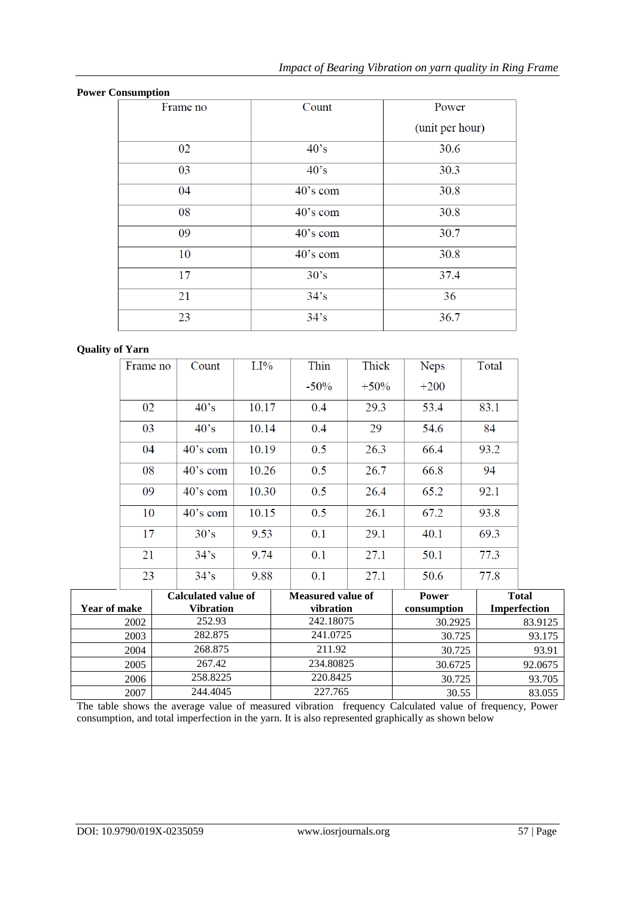**Power Consumption**

| Frame no | Count | Power (unit per hour) |
|---|---|---|
| 02 | 40's | 30.6 |
| 03 | 40's | 30.3 |
| 04 | 40's com | 30.8 |
| 08 | 40's com | 30.8 |
| 09 | 40's com | 30.7 |
| 10 | 40's com | 30.8 |
| 17 | 30's | 37.4 |
| 21 | 34's | 36 |
| 23 | 34's | 36.7 |

**Quality of Yarn**

| Frame no | Count | LI% | Thin -50% | Thick +50% | Neps +200 | Total |
|---|---|---|---|---|---|---|
| 02 | 40's | 10.17 | 0.4 | 29.3 | 53.4 | 83.1 |
| 03 | 40's | 10.14 | 0.4 | 29 | 54.6 | 84 |
| 04 | 40's com | 10.19 | 0.5 | 26.3 | 66.4 | 93.2 |
| 08 | 40's com | 10.26 | 0.5 | 26.7 | 66.8 | 94 |
| 09 | 40's com | 10.30 | 0.5 | 26.4 | 65.2 | 92.1 |
| 10 | 40's com | 10.15 | 0.5 | 26.1 | 67.2 | 93.8 |
| 17 | 30's | 9.53 | 0.1 | 29.1 | 40.1 | 69.3 |
| 21 | 34's | 9.74 | 0.1 | 27.1 | 50.1 | 77.3 |
| 23 | 34's | 9.88 | 0.1 | 27.1 | 50.6 | 77.8 |

| Year of make | Calculated value of Vibration | Measured value of vibration | Power consumption | Total Imperfection |
|---|---|---|---|---|
| 2002 | 252.93 | 242.18075 | 30.2925 | 83.9125 |
| 2003 | 282.875 | 241.0725 | 30.725 | 93.175 |
| 2004 | 268.875 | 211.92 | 30.725 | 93.91 |
| 2005 | 267.42 | 234.80825 | 30.6725 | 92.0675 |
| 2006 | 258.8225 | 220.8425 | 30.725 | 93.705 |
| 2007 | 244.4045 | 227.765 | 30.55 | 83.055 |

The table shows the average value of measured vibration frequency Calculated value of frequency, Power consumption, and total imperfection in the yarn. It is also represented graphically as shown below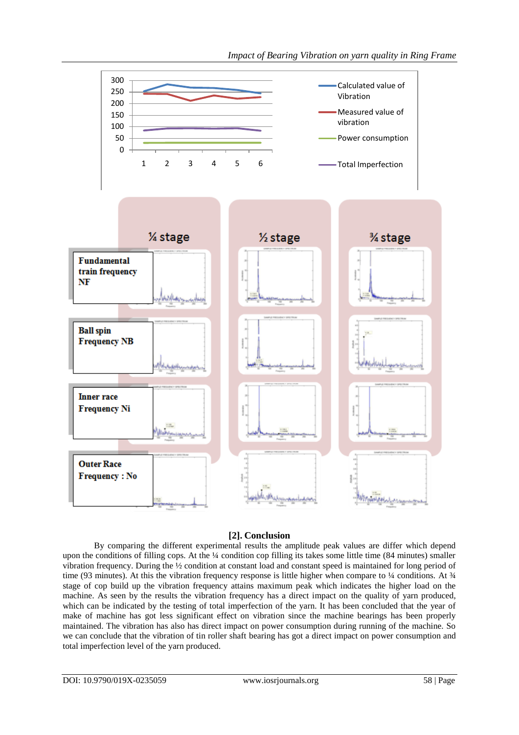## [2]. Conclusion

By comparing the different experimental results the amplitude peak values are differ which depend upon the conditions of filling cops. At the ¼ condition cop filling its takes some little time (84 minutes) smaller vibration frequency. During the ½ condition at constant load and constant speed is maintained for long period of time (93 minutes). At this the vibration frequency response is little higher when compare to ¼ conditions. At ¾ stage of cop build up the vibration frequency attains maximum peak which indicates the higher load on the machine. As seen by the results the vibration frequency has a direct impact on the quality of yarn produced, which can be indicated by the testing of total imperfection of the yarn. It has been concluded that the year of make of machine has got less significant effect on vibration since the machine bearings has been properly maintained. The vibration has also has direct impact on power consumption during running of the machine. So we can conclude that the vibration of tin roller shaft bearing has got a direct impact on power consumption and total imperfection level of the yarn produced.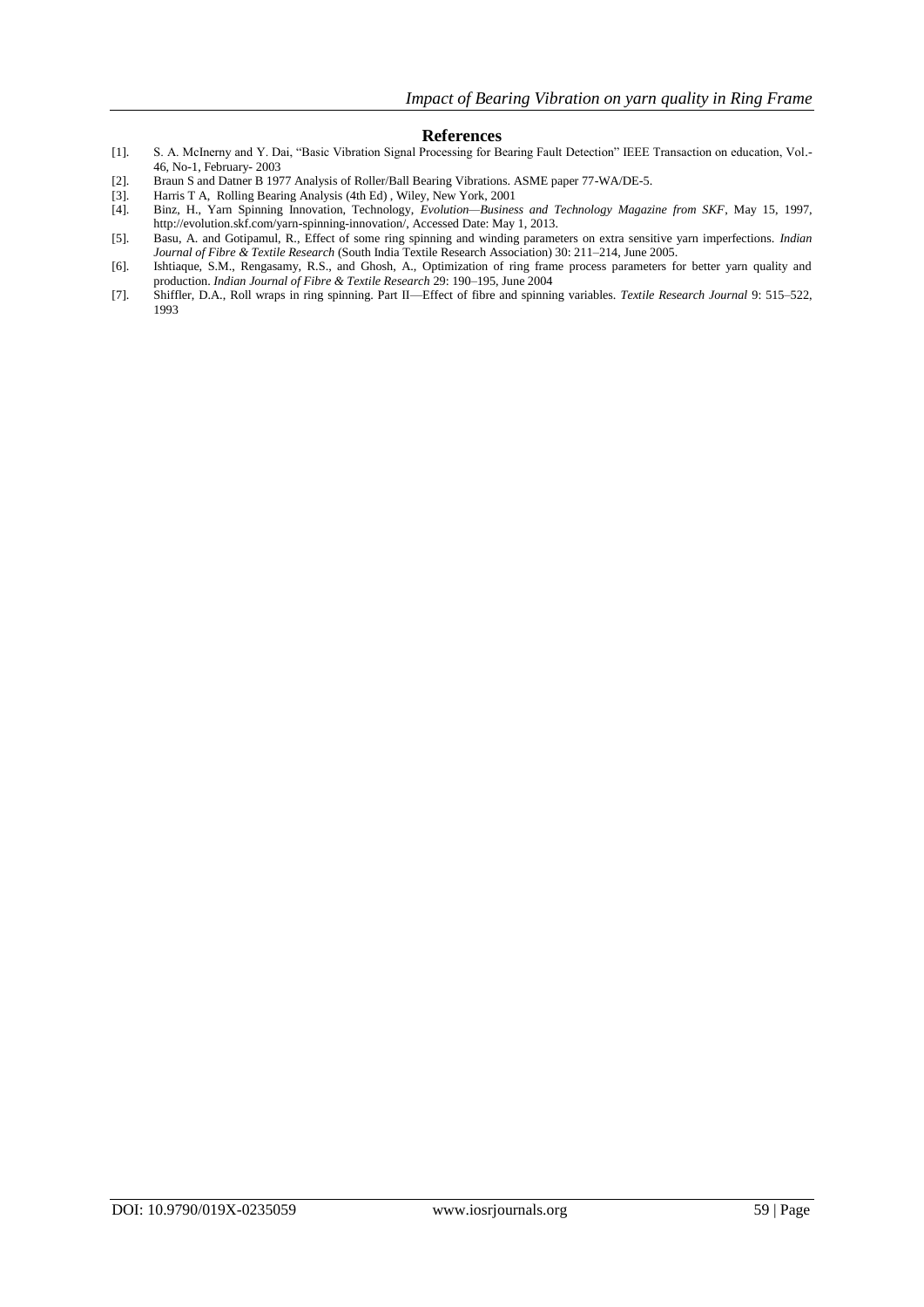## References

[1]. S. A. McInerny and Y. Dai, "Basic Vibration Signal Processing for Bearing Fault Detection" IEEE Transaction on education, Vol.-46, No-1, February- 2003

[2]. Braun S and Datner B 1977 Analysis of Roller/Ball Bearing Vibrations. ASME paper 77-WA/DE-5.

[3]. Harris T A, Rolling Bearing Analysis (4th Ed) , Wiley, New York, 2001

[4]. Binz, H., Yarn Spinning Innovation, Technology, *Evolution—Business and Technology Magazine from SKF*, May 15, 1997, http://evolution.skf.com/yarn-spinning-innovation/, Accessed Date: May 1, 2013.

[5]. Basu, A. and Gotipamul, R., Effect of some ring spinning and winding parameters on extra sensitive yarn imperfections. *Indian Journal of Fibre & Textile Research* (South India Textile Research Association) 30: 211–214, June 2005.

[6]. Ishtiaque, S.M., Rengasamy, R.S., and Ghosh, A., Optimization of ring frame process parameters for better yarn quality and production. *Indian Journal of Fibre & Textile Research* 29: 190–195, June 2004

[7]. Shiffler, D.A., Roll wraps in ring spinning. Part II—Effect of fibre and spinning variables. *Textile Research Journal* 9: 515–522, 1993